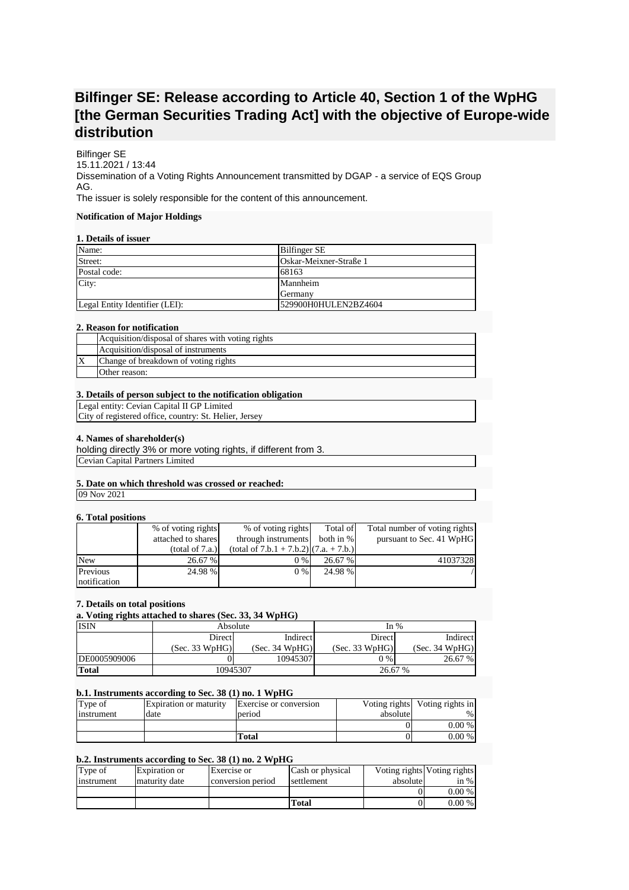# Bilfinger SE: Release according to Article 40, Section 1 of the WpHG [the German Securities Trading Act] with the objective of Europe-wide distribution

Bilfinger SE
15.11.2021 / 13:44
Dissemination of a Voting Rights Announcement transmitted by DGAP - a service of EQS Group AG.
The issuer is solely responsible for the content of this announcement.

**Notification of Major Holdings**

**1. Details of issuer**

| | |
|---|---|
| Name: | Bilfinger SE |
| Street: | Oskar-Meixner-Straße 1 |
| Postal code: | 68163 |
| City: | Mannheim<br>Germany |
| Legal Entity Identifier (LEI): | 529900H0HULEN2BZ4604 |

**2. Reason for notification**

| | |
|---|---|
| | Acquisition/disposal of shares with voting rights |
| | Acquisition/disposal of instruments |
| X | Change of breakdown of voting rights |
| | Other reason: |

**3. Details of person subject to the notification obligation**

Legal entity: Cevian Capital II GP Limited
City of registered office, country: St. Helier, Jersey

**4. Names of shareholder(s)**

holding directly 3% or more voting rights, if different from 3.

Cevian Capital Partners Limited

**5. Date on which threshold was crossed or reached:**

09 Nov 2021

**6. Total positions**

| | % of voting rights attached to shares (total of 7.a.) | % of voting rights through instruments (total of 7.b.1 + 7.b.2) | Total of both in % (7.a. + 7.b.) | Total number of voting rights pursuant to Sec. 41 WpHG |
|---|---|---|---|---|
| New | 26.67 % | 0 % | 26.67 % | 41037328 |
| Previous notification | 24.98 % | 0 % | 24.98 % | / |

**7. Details on total positions**

**a. Voting rights attached to shares (Sec. 33, 34 WpHG)**

| ISIN | Absolute | | In % | |
|---|---|---|---|---|
| | Direct (Sec. 33 WpHG) | Indirect (Sec. 34 WpHG) | Direct (Sec. 33 WpHG) | Indirect (Sec. 34 WpHG) |
| DE0005909006 | 0 | 10945307 | 0 % | 26.67 % |
| **Total** | 10945307 | | 26.67 % | |

**b.1. Instruments according to Sec. 38 (1) no. 1 WpHG**

| Type of instrument | Expiration or maturity date | Exercise or conversion period | Voting rights absolute | Voting rights in % |
|---|---|---|---|---|
| | | | 0 | 0.00 % |
| | | **Total** | 0 | 0.00 % |

**b.2. Instruments according to Sec. 38 (1) no. 2 WpHG**

| Type of instrument | Expiration or maturity date | Exercise or conversion period | Cash or physical settlement | Voting rights absolute | Voting rights in % |
|---|---|---|---|---|---|
| | | | | 0 | 0.00 % |
| | | | **Total** | 0 | 0.00 % |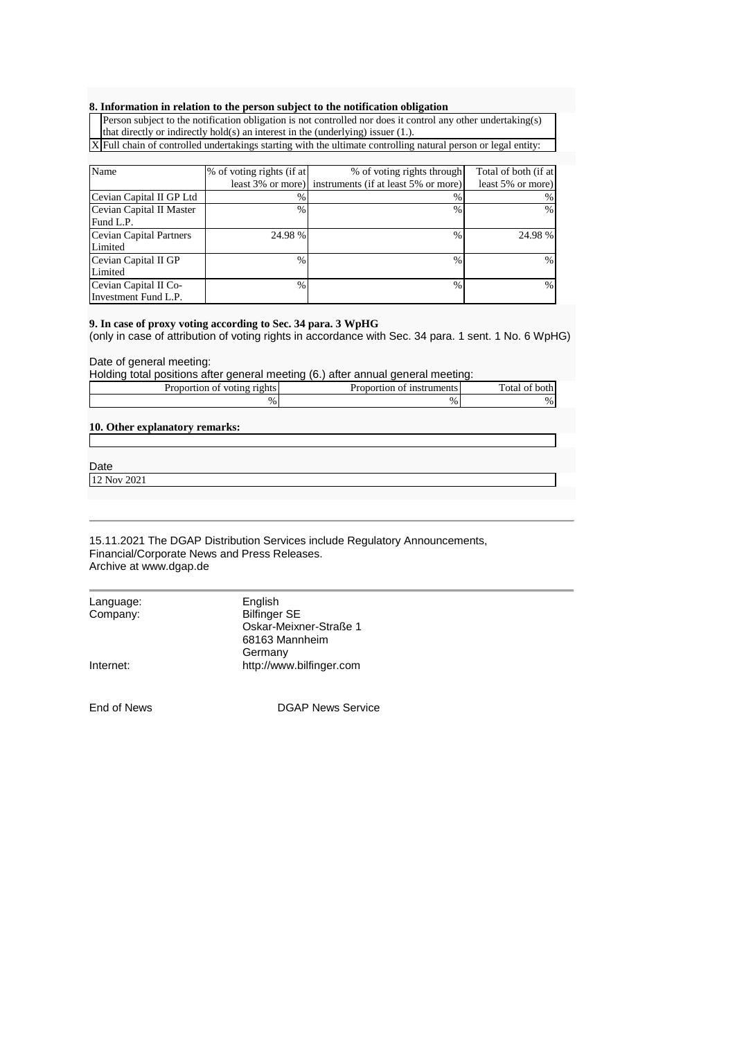**8. Information in relation to the person subject to the notification obligation**

| | |
|---|---|
| | Person subject to the notification obligation is not controlled nor does it control any other undertaking(s) that directly or indirectly hold(s) an interest in the (underlying) issuer (1.). |
| X | Full chain of controlled undertakings starting with the ultimate controlling natural person or legal entity: |

| Name | % of voting rights (if at least 3% or more) | % of voting rights through instruments (if at least 5% or more) | Total of both (if at least 5% or more) |
|---|---|---|---|
| Cevian Capital II GP Ltd | % | % | % |
| Cevian Capital II Master Fund L.P. | % | % | % |
| Cevian Capital Partners Limited | 24.98 % | % | 24.98 % |
| Cevian Capital II GP Limited | % | % | % |
| Cevian Capital II Co-Investment Fund L.P. | % | % | % |

**9. In case of proxy voting according to Sec. 34 para. 3 WpHG**
(only in case of attribution of voting rights in accordance with Sec. 34 para. 1 sent. 1 No. 6 WpHG)

Date of general meeting:
Holding total positions after general meeting (6.) after annual general meeting:

| Proportion of voting rights | Proportion of instruments | Total of both |
|---|---|---|
| % | % | % |

**10. Other explanatory remarks:**

Date
12 Nov 2021

---

15.11.2021 The DGAP Distribution Services include Regulatory Announcements, Financial/Corporate News and Press Releases.
Archive at www.dgap.de

---

| | |
|---|---|
| Language: | English |
| Company: | Bilfinger SE<br>Oskar-Meixner-Straße 1<br>68163 Mannheim<br>Germany |
| Internet: | http://www.bilfinger.com |

End of News DGAP News Service